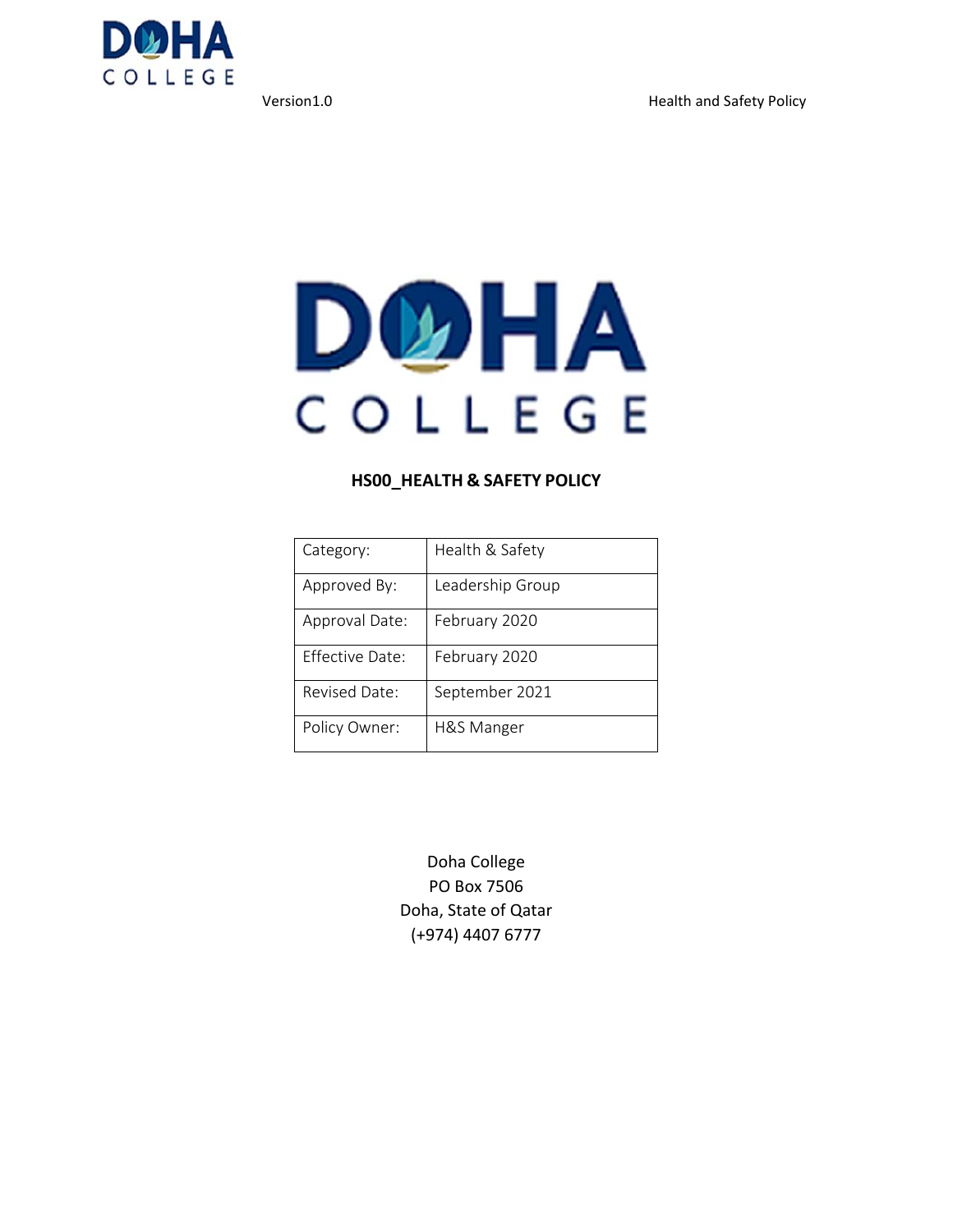# HS00_HEALTH & SAFETY POLICY

| Category: | Health & Safety |
|---|---|
| Approved By: | Leadership Group |
| Approval Date: | February 2020 |
| Effective Date: | February 2020 |
| Revised Date: | September 2021 |
| Policy Owner: | H&S Manger |

Doha College
PO Box 7506
Doha, State of Qatar
(+974) 4407 6777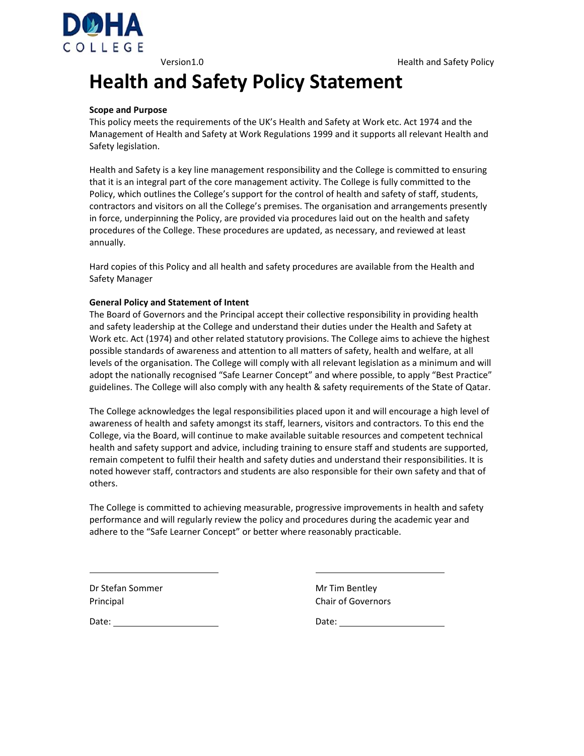# Health and Safety Policy Statement

**Scope and Purpose**

This policy meets the requirements of the UK's Health and Safety at Work etc. Act 1974 and the Management of Health and Safety at Work Regulations 1999 and it supports all relevant Health and Safety legislation.

Health and Safety is a key line management responsibility and the College is committed to ensuring that it is an integral part of the core management activity. The College is fully committed to the Policy, which outlines the College's support for the control of health and safety of staff, students, contractors and visitors on all the College's premises. The organisation and arrangements presently in force, underpinning the Policy, are provided via procedures laid out on the health and safety procedures of the College. These procedures are updated, as necessary, and reviewed at least annually.

Hard copies of this Policy and all health and safety procedures are available from the Health and Safety Manager

**General Policy and Statement of Intent**

The Board of Governors and the Principal accept their collective responsibility in providing health and safety leadership at the College and understand their duties under the Health and Safety at Work etc. Act (1974) and other related statutory provisions. The College aims to achieve the highest possible standards of awareness and attention to all matters of safety, health and welfare, at all levels of the organisation. The College will comply with all relevant legislation as a minimum and will adopt the nationally recognised "Safe Learner Concept" and where possible, to apply "Best Practice" guidelines. The College will also comply with any health & safety requirements of the State of Qatar.

The College acknowledges the legal responsibilities placed upon it and will encourage a high level of awareness of health and safety amongst its staff, learners, visitors and contractors. To this end the College, via the Board, will continue to make available suitable resources and competent technical health and safety support and advice, including training to ensure staff and students are supported, remain competent to fulfil their health and safety duties and understand their responsibilities. It is noted however staff, contractors and students are also responsible for their own safety and that of others.

The College is committed to achieving measurable, progressive improvements in health and safety performance and will regularly review the policy and procedures during the academic year and adhere to the "Safe Learner Concept" or better where reasonably practicable.

______________________________

Dr Stefan Sommer
Principal

Date: ____________________

______________________________

Mr Tim Bentley
Chair of Governors

Date: ____________________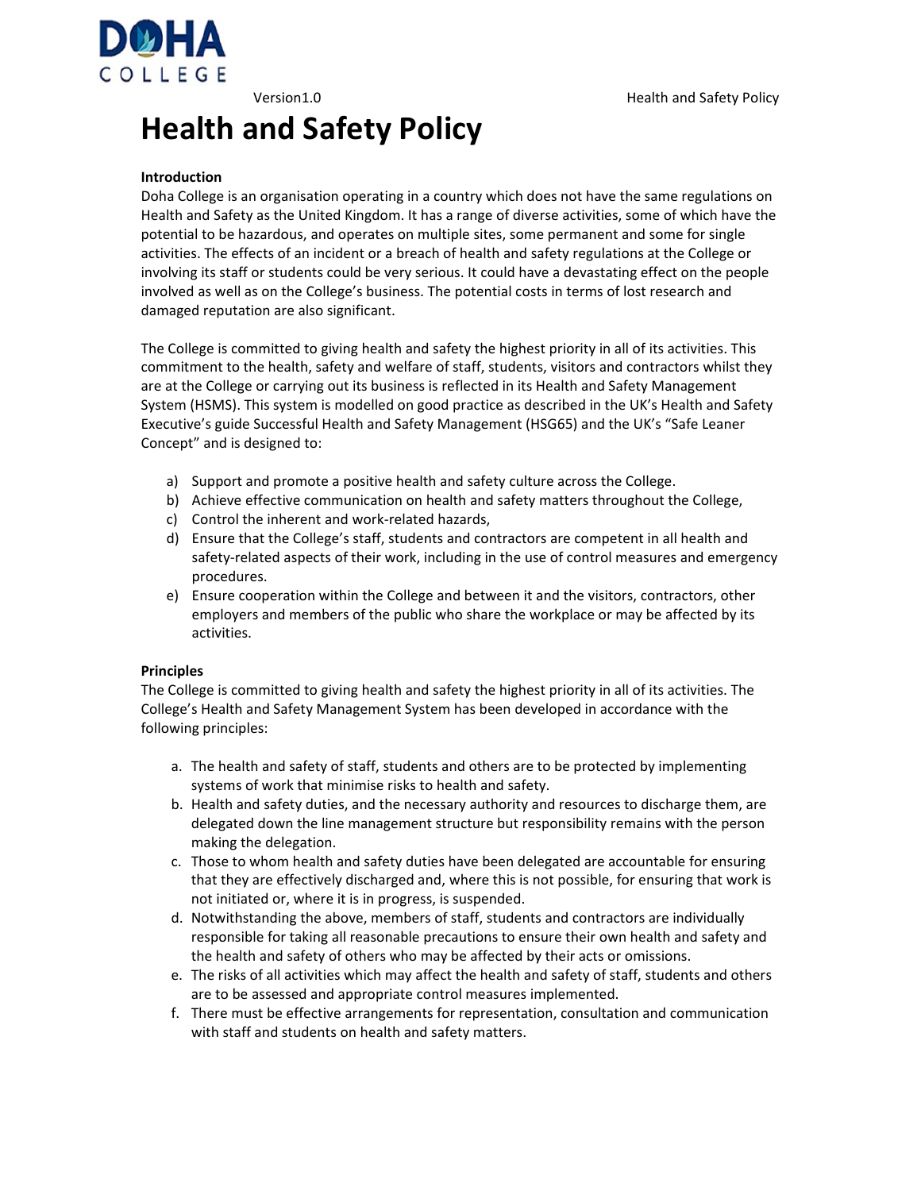# Health and Safety Policy

**Introduction**

Doha College is an organisation operating in a country which does not have the same regulations on Health and Safety as the United Kingdom. It has a range of diverse activities, some of which have the potential to be hazardous, and operates on multiple sites, some permanent and some for single activities. The effects of an incident or a breach of health and safety regulations at the College or involving its staff or students could be very serious. It could have a devastating effect on the people involved as well as on the College's business. The potential costs in terms of lost research and damaged reputation are also significant.

The College is committed to giving health and safety the highest priority in all of its activities. This commitment to the health, safety and welfare of staff, students, visitors and contractors whilst they are at the College or carrying out its business is reflected in its Health and Safety Management System (HSMS). This system is modelled on good practice as described in the UK's Health and Safety Executive's guide Successful Health and Safety Management (HSG65) and the UK's "Safe Leaner Concept" and is designed to:

a) Support and promote a positive health and safety culture across the College.
b) Achieve effective communication on health and safety matters throughout the College,
c) Control the inherent and work-related hazards,
d) Ensure that the College's staff, students and contractors are competent in all health and safety-related aspects of their work, including in the use of control measures and emergency procedures.
e) Ensure cooperation within the College and between it and the visitors, contractors, other employers and members of the public who share the workplace or may be affected by its activities.

**Principles**

The College is committed to giving health and safety the highest priority in all of its activities. The College's Health and Safety Management System has been developed in accordance with the following principles:

a. The health and safety of staff, students and others are to be protected by implementing systems of work that minimise risks to health and safety.
b. Health and safety duties, and the necessary authority and resources to discharge them, are delegated down the line management structure but responsibility remains with the person making the delegation.
c. Those to whom health and safety duties have been delegated are accountable for ensuring that they are effectively discharged and, where this is not possible, for ensuring that work is not initiated or, where it is in progress, is suspended.
d. Notwithstanding the above, members of staff, students and contractors are individually responsible for taking all reasonable precautions to ensure their own health and safety and the health and safety of others who may be affected by their acts or omissions.
e. The risks of all activities which may affect the health and safety of staff, students and others are to be assessed and appropriate control measures implemented.
f. There must be effective arrangements for representation, consultation and communication with staff and students on health and safety matters.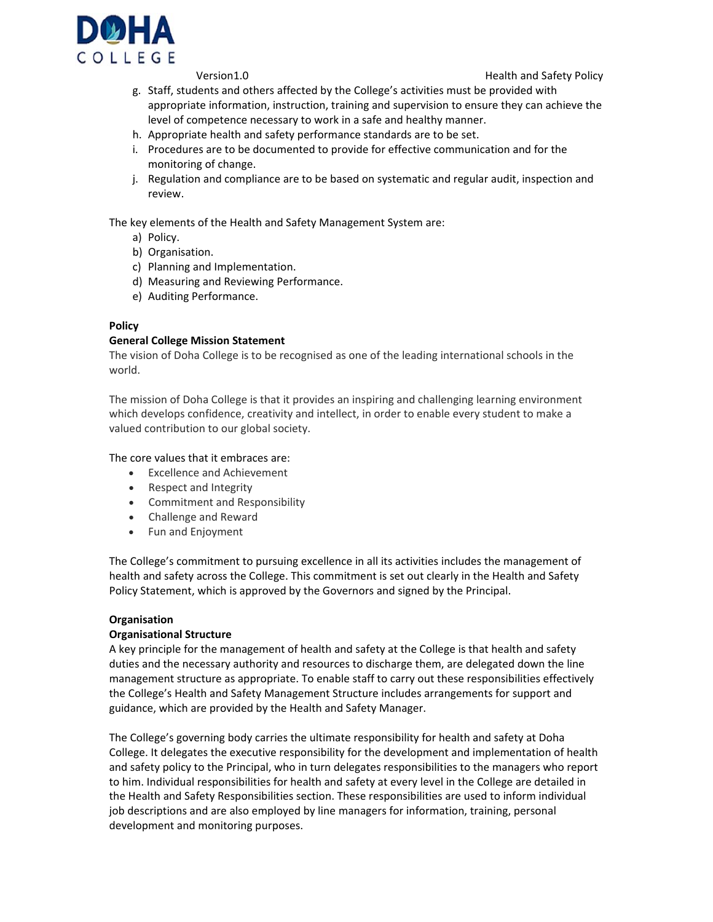g. Staff, students and others affected by the College's activities must be provided with appropriate information, instruction, training and supervision to ensure they can achieve the level of competence necessary to work in a safe and healthy manner.
h. Appropriate health and safety performance standards are to be set.
i. Procedures are to be documented to provide for effective communication and for the monitoring of change.
j. Regulation and compliance are to be based on systematic and regular audit, inspection and review.

The key elements of the Health and Safety Management System are:

a) Policy.
b) Organisation.
c) Planning and Implementation.
d) Measuring and Reviewing Performance.
e) Auditing Performance.

**Policy**

**General College Mission Statement**

The vision of Doha College is to be recognised as one of the leading international schools in the world.

The mission of Doha College is that it provides an inspiring and challenging learning environment which develops confidence, creativity and intellect, in order to enable every student to make a valued contribution to our global society.

The core values that it embraces are:

- Excellence and Achievement
- Respect and Integrity
- Commitment and Responsibility
- Challenge and Reward
- Fun and Enjoyment

The College's commitment to pursuing excellence in all its activities includes the management of health and safety across the College. This commitment is set out clearly in the Health and Safety Policy Statement, which is approved by the Governors and signed by the Principal.

**Organisation**

**Organisational Structure**

A key principle for the management of health and safety at the College is that health and safety duties and the necessary authority and resources to discharge them, are delegated down the line management structure as appropriate. To enable staff to carry out these responsibilities effectively the College's Health and Safety Management Structure includes arrangements for support and guidance, which are provided by the Health and Safety Manager.

The College's governing body carries the ultimate responsibility for health and safety at Doha College. It delegates the executive responsibility for the development and implementation of health and safety policy to the Principal, who in turn delegates responsibilities to the managers who report to him. Individual responsibilities for health and safety at every level in the College are detailed in the Health and Safety Responsibilities section. These responsibilities are used to inform individual job descriptions and are also employed by line managers for information, training, personal development and monitoring purposes.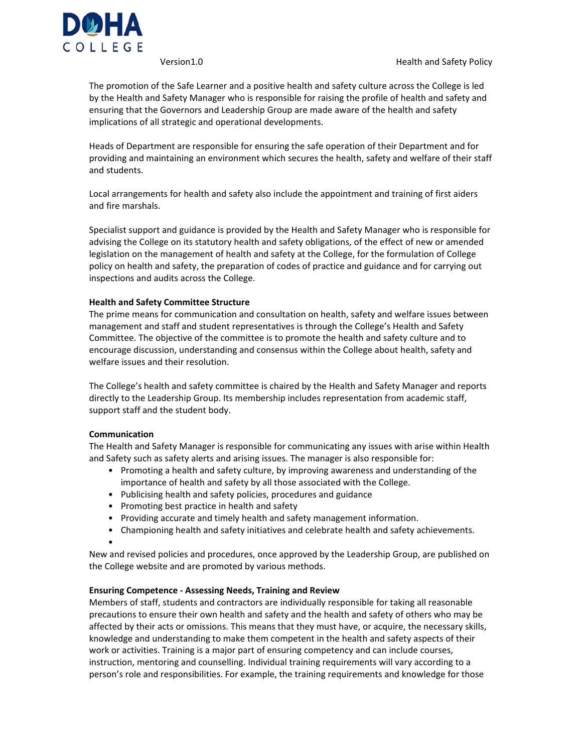The promotion of the Safe Learner and a positive health and safety culture across the College is led by the Health and Safety Manager who is responsible for raising the profile of health and safety and ensuring that the Governors and Leadership Group are made aware of the health and safety implications of all strategic and operational developments.

Heads of Department are responsible for ensuring the safe operation of their Department and for providing and maintaining an environment which secures the health, safety and welfare of their staff and students.

Local arrangements for health and safety also include the appointment and training of first aiders and fire marshals.

Specialist support and guidance is provided by the Health and Safety Manager who is responsible for advising the College on its statutory health and safety obligations, of the effect of new or amended legislation on the management of health and safety at the College, for the formulation of College policy on health and safety, the preparation of codes of practice and guidance and for carrying out inspections and audits across the College.

**Health and Safety Committee Structure**

The prime means for communication and consultation on health, safety and welfare issues between management and staff and student representatives is through the College's Health and Safety Committee. The objective of the committee is to promote the health and safety culture and to encourage discussion, understanding and consensus within the College about health, safety and welfare issues and their resolution.

The College's health and safety committee is chaired by the Health and Safety Manager and reports directly to the Leadership Group. Its membership includes representation from academic staff, support staff and the student body.

**Communication**

The Health and Safety Manager is responsible for communicating any issues with arise within Health and Safety such as safety alerts and arising issues. The manager is also responsible for:

- Promoting a health and safety culture, by improving awareness and understanding of the importance of health and safety by all those associated with the College.
- Publicising health and safety policies, procedures and guidance
- Promoting best practice in health and safety
- Providing accurate and timely health and safety management information.
- Championing health and safety initiatives and celebrate health and safety achievements.

New and revised policies and procedures, once approved by the Leadership Group, are published on the College website and are promoted by various methods.

**Ensuring Competence - Assessing Needs, Training and Review**

Members of staff, students and contractors are individually responsible for taking all reasonable precautions to ensure their own health and safety and the health and safety of others who may be affected by their acts or omissions. This means that they must have, or acquire, the necessary skills, knowledge and understanding to make them competent in the health and safety aspects of their work or activities. Training is a major part of ensuring competency and can include courses, instruction, mentoring and counselling. Individual training requirements will vary according to a person's role and responsibilities. For example, the training requirements and knowledge for those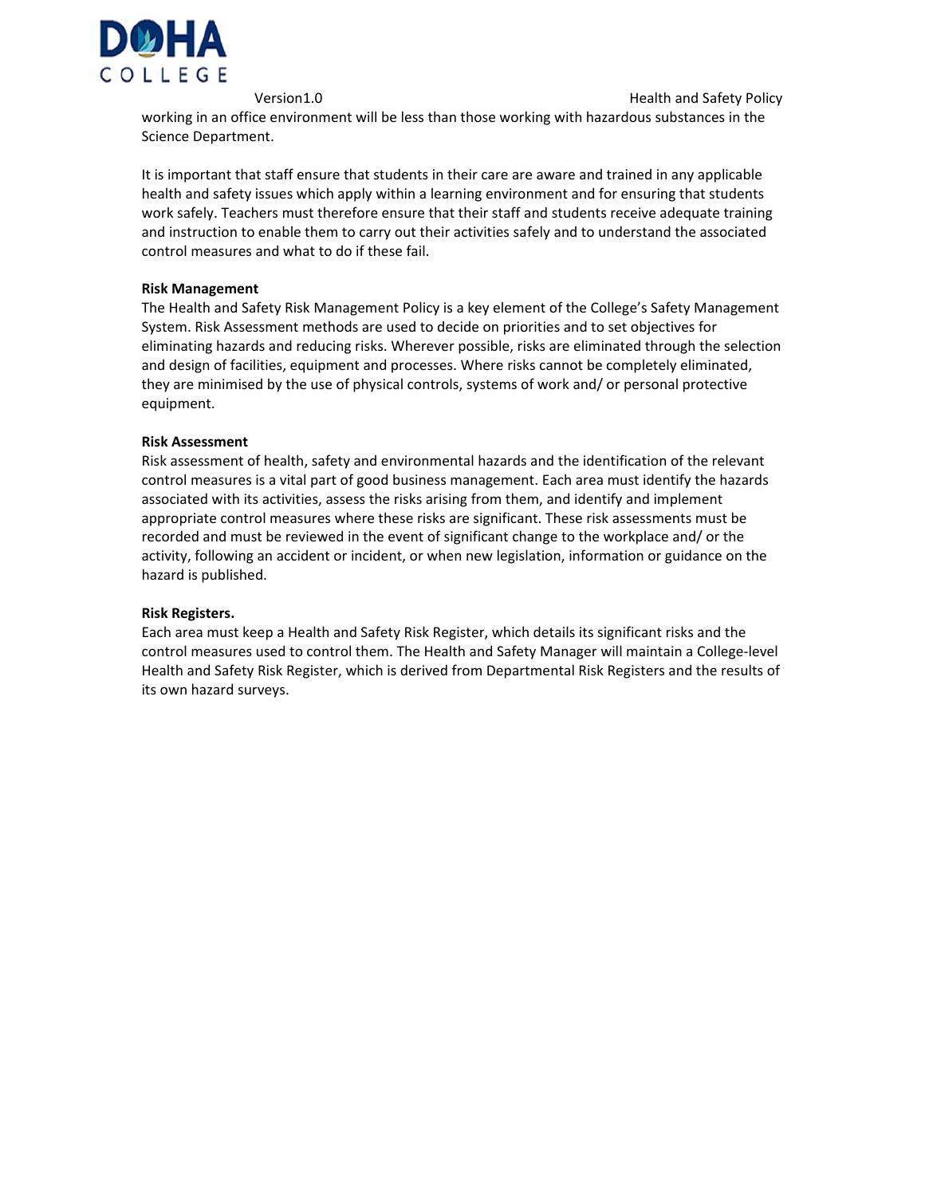working in an office environment will be less than those working with hazardous substances in the Science Department.

It is important that staff ensure that students in their care are aware and trained in any applicable health and safety issues which apply within a learning environment and for ensuring that students work safely. Teachers must therefore ensure that their staff and students receive adequate training and instruction to enable them to carry out their activities safely and to understand the associated control measures and what to do if these fail.

**Risk Management**

The Health and Safety Risk Management Policy is a key element of the College's Safety Management System. Risk Assessment methods are used to decide on priorities and to set objectives for eliminating hazards and reducing risks. Wherever possible, risks are eliminated through the selection and design of facilities, equipment and processes. Where risks cannot be completely eliminated, they are minimised by the use of physical controls, systems of work and/ or personal protective equipment.

**Risk Assessment**

Risk assessment of health, safety and environmental hazards and the identification of the relevant control measures is a vital part of good business management. Each area must identify the hazards associated with its activities, assess the risks arising from them, and identify and implement appropriate control measures where these risks are significant. These risk assessments must be recorded and must be reviewed in the event of significant change to the workplace and/ or the activity, following an accident or incident, or when new legislation, information or guidance on the hazard is published.

**Risk Registers.**

Each area must keep a Health and Safety Risk Register, which details its significant risks and the control measures used to control them. The Health and Safety Manager will maintain a College-level Health and Safety Risk Register, which is derived from Departmental Risk Registers and the results of its own hazard surveys.